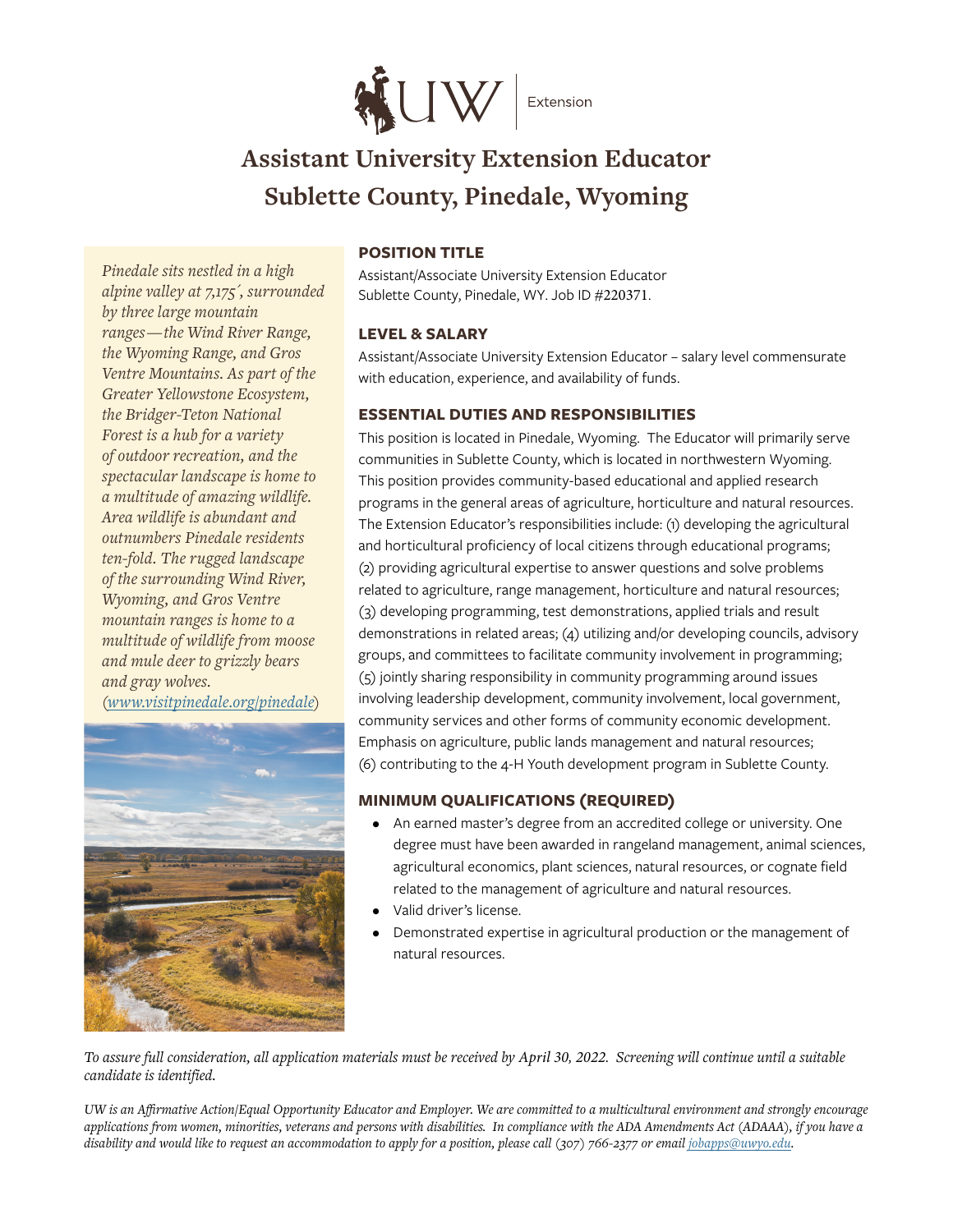UW | Extension

# Assistant University Extension Educator
# Sublette County, Pinedale, Wyoming

*Pinedale sits nestled in a high alpine valley at 7,175´, surrounded by three large mountain ranges—the Wind River Range, the Wyoming Range, and Gros Ventre Mountains. As part of the Greater Yellowstone Ecosystem, the Bridger-Teton National Forest is a hub for a variety of outdoor recreation, and the spectacular landscape is home to a multitude of amazing wildlife. Area wildlife is abundant and outnumbers Pinedale residents ten-fold. The rugged landscape of the surrounding Wind River, Wyoming, and Gros Ventre mountain ranges is home to a multitude of wildlife from moose and mule deer to grizzly bears and gray wolves. ([www.visitpinedale.org/pinedale](www.visitpinedale.org/pinedale))*

## POSITION TITLE

Assistant/Associate University Extension Educator
Sublette County, Pinedale, WY. Job ID #220371.

## LEVEL & SALARY

Assistant/Associate University Extension Educator – salary level commensurate with education, experience, and availability of funds.

## ESSENTIAL DUTIES AND RESPONSIBILITIES

This position is located in Pinedale, Wyoming. The Educator will primarily serve communities in Sublette County, which is located in northwestern Wyoming. This position provides community-based educational and applied research programs in the general areas of agriculture, horticulture and natural resources. The Extension Educator's responsibilities include: (1) developing the agricultural and horticultural proficiency of local citizens through educational programs; (2) providing agricultural expertise to answer questions and solve problems related to agriculture, range management, horticulture and natural resources; (3) developing programming, test demonstrations, applied trials and result demonstrations in related areas; (4) utilizing and/or developing councils, advisory groups, and committees to facilitate community involvement in programming; (5) jointly sharing responsibility in community programming around issues involving leadership development, community involvement, local government, community services and other forms of community economic development. Emphasis on agriculture, public lands management and natural resources; (6) contributing to the 4-H Youth development program in Sublette County.

## MINIMUM QUALIFICATIONS (REQUIRED)

- An earned master's degree from an accredited college or university. One degree must have been awarded in rangeland management, animal sciences, agricultural economics, plant sciences, natural resources, or cognate field related to the management of agriculture and natural resources.
- Valid driver's license.
- Demonstrated expertise in agricultural production or the management of natural resources.

*To assure full consideration, all application materials must be received by April 30, 2022. Screening will continue until a suitable candidate is identified.*

*UW is an Affirmative Action/Equal Opportunity Educator and Employer. We are committed to a multicultural environment and strongly encourage applications from women, minorities, veterans and persons with disabilities. In compliance with the ADA Amendments Act (ADAAA), if you have a disability and would like to request an accommodation to apply for a position, please call (307) 766-2377 or email [jobapps@uwyo.edu](mailto:jobapps@uwyo.edu).*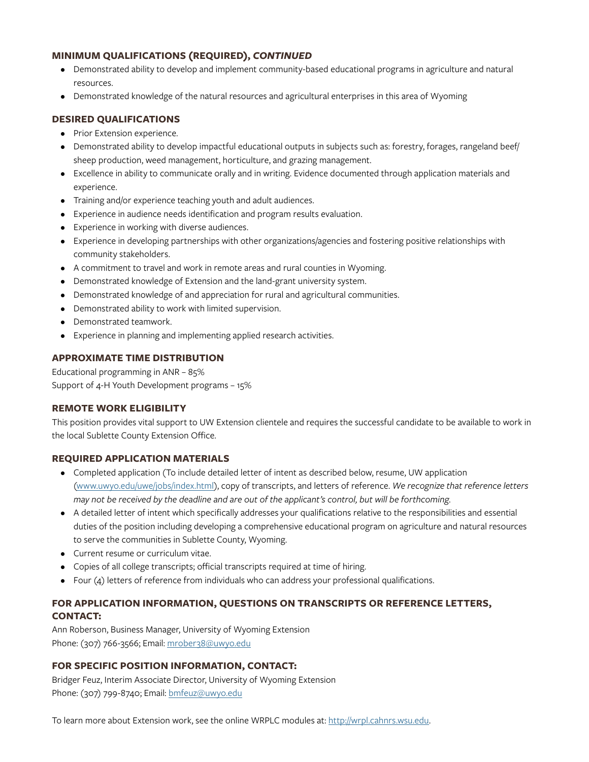### MINIMUM QUALIFICATIONS (REQUIRED), *CONTINUED*

- Demonstrated ability to develop and implement community-based educational programs in agriculture and natural resources.
- Demonstrated knowledge of the natural resources and agricultural enterprises in this area of Wyoming

### DESIRED QUALIFICATIONS

- Prior Extension experience.
- Demonstrated ability to develop impactful educational outputs in subjects such as: forestry, forages, rangeland beef/ sheep production, weed management, horticulture, and grazing management.
- Excellence in ability to communicate orally and in writing. Evidence documented through application materials and experience.
- Training and/or experience teaching youth and adult audiences.
- Experience in audience needs identification and program results evaluation.
- Experience in working with diverse audiences.
- Experience in developing partnerships with other organizations/agencies and fostering positive relationships with community stakeholders.
- A commitment to travel and work in remote areas and rural counties in Wyoming.
- Demonstrated knowledge of Extension and the land-grant university system.
- Demonstrated knowledge of and appreciation for rural and agricultural communities.
- Demonstrated ability to work with limited supervision.
- Demonstrated teamwork.
- Experience in planning and implementing applied research activities.

### APPROXIMATE TIME DISTRIBUTION

Educational programming in ANR – 85%
Support of 4-H Youth Development programs – 15%

### REMOTE WORK ELIGIBILITY

This position provides vital support to UW Extension clientele and requires the successful candidate to be available to work in the local Sublette County Extension Office.

### REQUIRED APPLICATION MATERIALS

- Completed application (To include detailed letter of intent as described below, resume, UW application (www.uwyo.edu/uwe/jobs/index.html), copy of transcripts, and letters of reference. *We recognize that reference letters may not be received by the deadline and are out of the applicant's control, but will be forthcoming.*
- A detailed letter of intent which specifically addresses your qualifications relative to the responsibilities and essential duties of the position including developing a comprehensive educational program on agriculture and natural resources to serve the communities in Sublette County, Wyoming.
- Current resume or curriculum vitae.
- Copies of all college transcripts; official transcripts required at time of hiring.
- Four (4) letters of reference from individuals who can address your professional qualifications.

### FOR APPLICATION INFORMATION, QUESTIONS ON TRANSCRIPTS OR REFERENCE LETTERS, CONTACT:

Ann Roberson, Business Manager, University of Wyoming Extension
Phone: (307) 766-3566; Email: mrober38@uwyo.edu

### FOR SPECIFIC POSITION INFORMATION, CONTACT:

Bridger Feuz, Interim Associate Director, University of Wyoming Extension
Phone: (307) 799-8740; Email: bmfeuz@uwyo.edu

To learn more about Extension work, see the online WRPLC modules at: http://wrpl.cahnrs.wsu.edu.